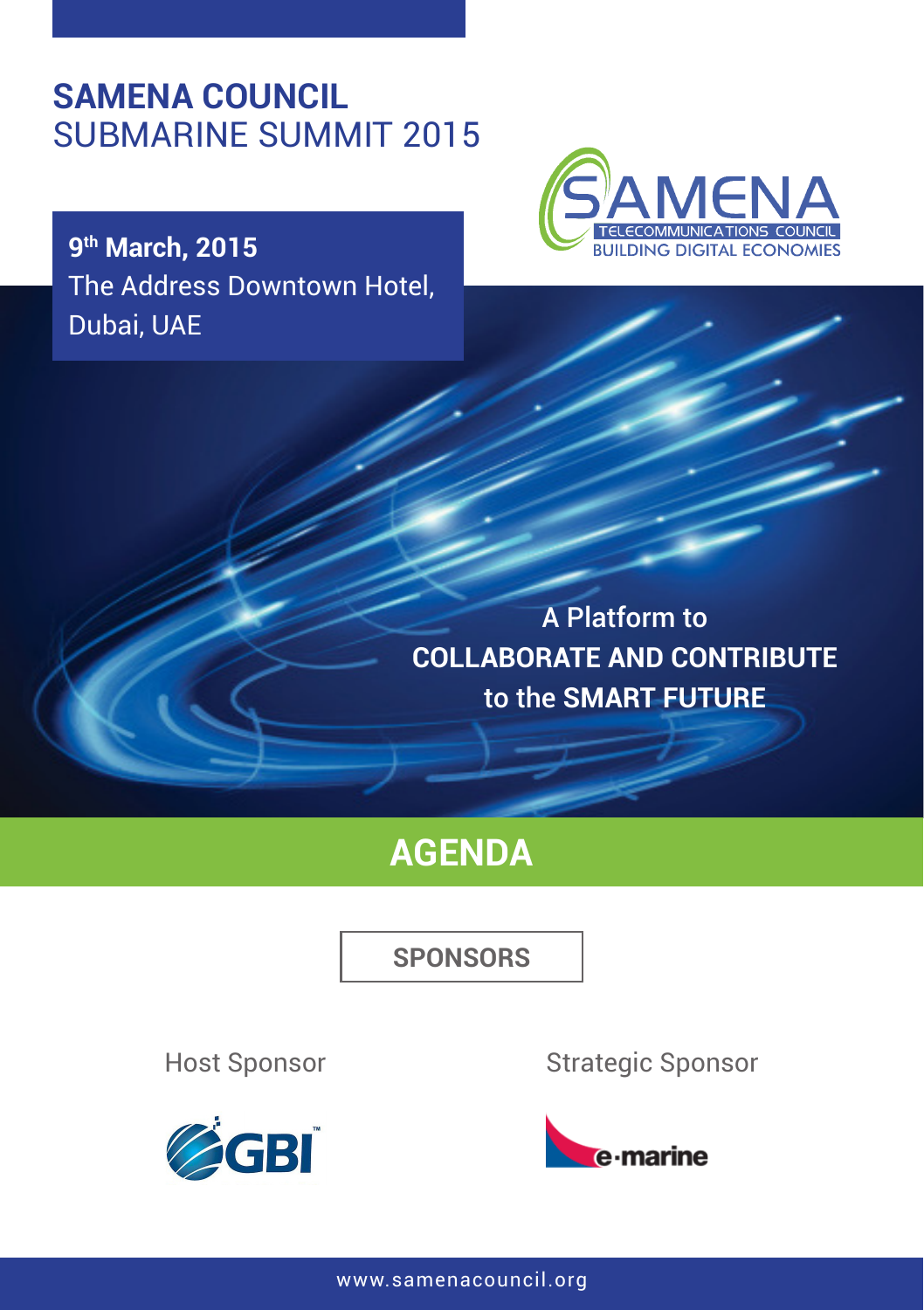# SAMENA COUNCIL
## SUBMARINE SUMMIT 2015

**9th March, 2015**
The Address Downtown Hotel,
Dubai, UAE

SAMENA TELECOMMUNICATIONS COUNCIL
BUILDING DIGITAL ECONOMIES

A Platform to
**COLLABORATE AND CONTRIBUTE**
to the **SMART FUTURE**

# AGENDA

## SPONSORS

Host Sponsor

GBI

Strategic Sponsor

e-marine

www.samenacouncil.org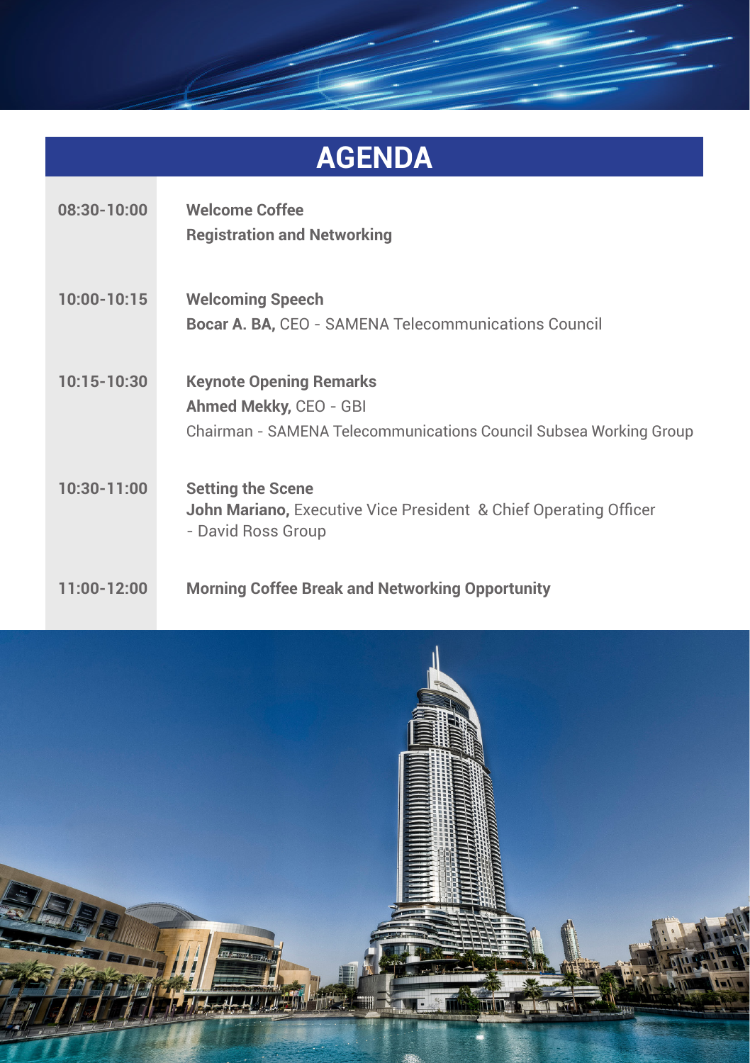# AGENDA

| | |
|---|---|
| 08:30-10:00 | **Welcome Coffee**<br>**Registration and Networking** |
| 10:00-10:15 | **Welcoming Speech**<br>**Bocar A. BA,** CEO - SAMENA Telecommunications Council |
| 10:15-10:30 | **Keynote Opening Remarks**<br>**Ahmed Mekky,** CEO - GBI<br>Chairman - SAMENA Telecommunications Council Subsea Working Group |
| 10:30-11:00 | **Setting the Scene**<br>**John Mariano,** Executive Vice President & Chief Operating Officer - David Ross Group |
| 11:00-12:00 | **Morning Coffee Break and Networking Opportunity** |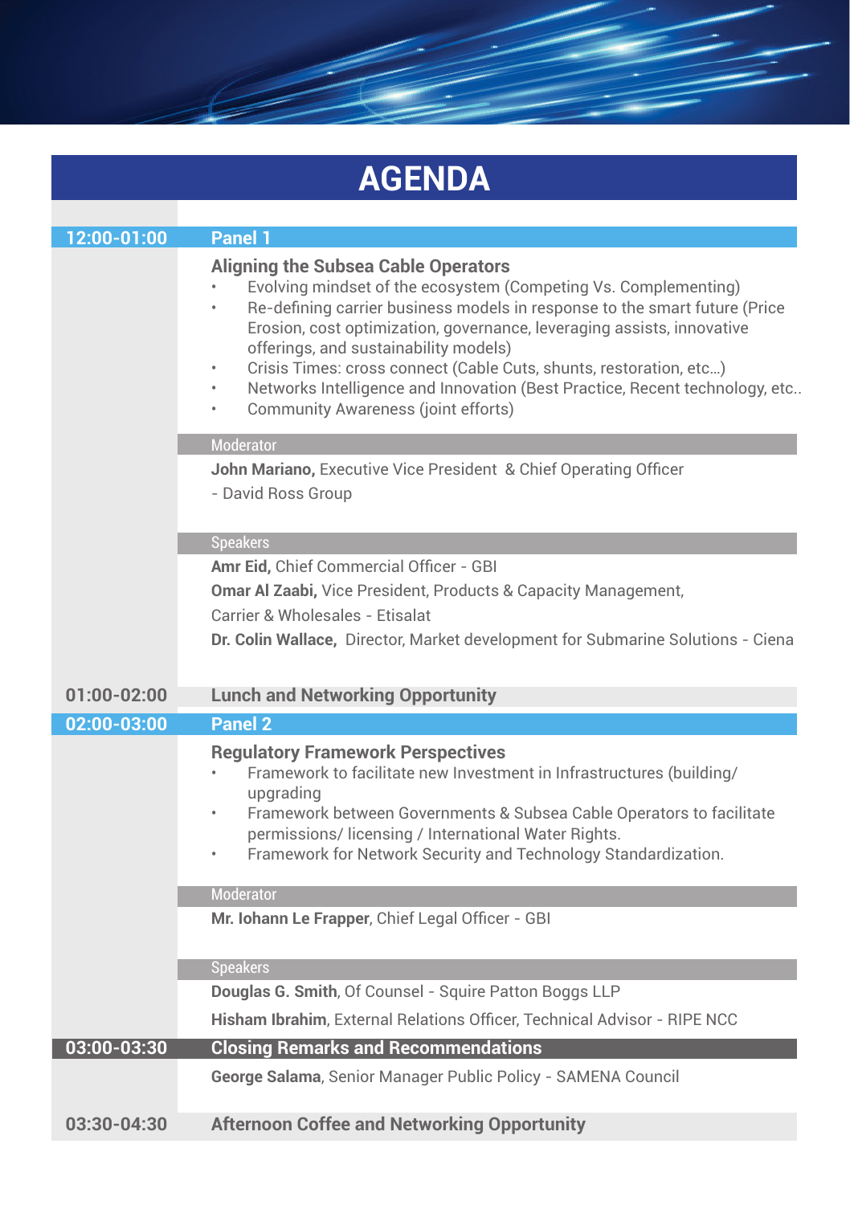# AGENDA

## 12:00-01:00 — Panel 1

### Aligning the Subsea Cable Operators

- Evolving mindset of the ecosystem (Competing Vs. Complementing)
- Re-defining carrier business models in response to the smart future (Price Erosion, cost optimization, governance, leveraging assists, innovative offerings, and sustainability models)
- Crisis Times: cross connect (Cable Cuts, shunts, restoration, etc…)
- Networks Intelligence and Innovation (Best Practice, Recent technology, etc..
- Community Awareness (joint efforts)

**Moderator**

**John Mariano,** Executive Vice President & Chief Operating Officer - David Ross Group

**Speakers**

**Amr Eid,** Chief Commercial Officer - GBI

**Omar Al Zaabi,** Vice President, Products & Capacity Management, Carrier & Wholesales - Etisalat

**Dr. Colin Wallace,** Director, Market development for Submarine Solutions - Ciena

## 01:00-02:00 — Lunch and Networking Opportunity

## 02:00-03:00 — Panel 2

### Regulatory Framework Perspectives

- Framework to facilitate new Investment in Infrastructures (building/ upgrading
- Framework between Governments & Subsea Cable Operators to facilitate permissions/ licensing / International Water Rights.
- Framework for Network Security and Technology Standardization.

**Moderator**

**Mr. Iohann Le Frapper**, Chief Legal Officer - GBI

**Speakers**

**Douglas G. Smith**, Of Counsel - Squire Patton Boggs LLP

**Hisham Ibrahim**, External Relations Officer, Technical Advisor - RIPE NCC

## 03:00-03:30 — Closing Remarks and Recommendations

**George Salama**, Senior Manager Public Policy - SAMENA Council

## 03:30-04:30 — Afternoon Coffee and Networking Opportunity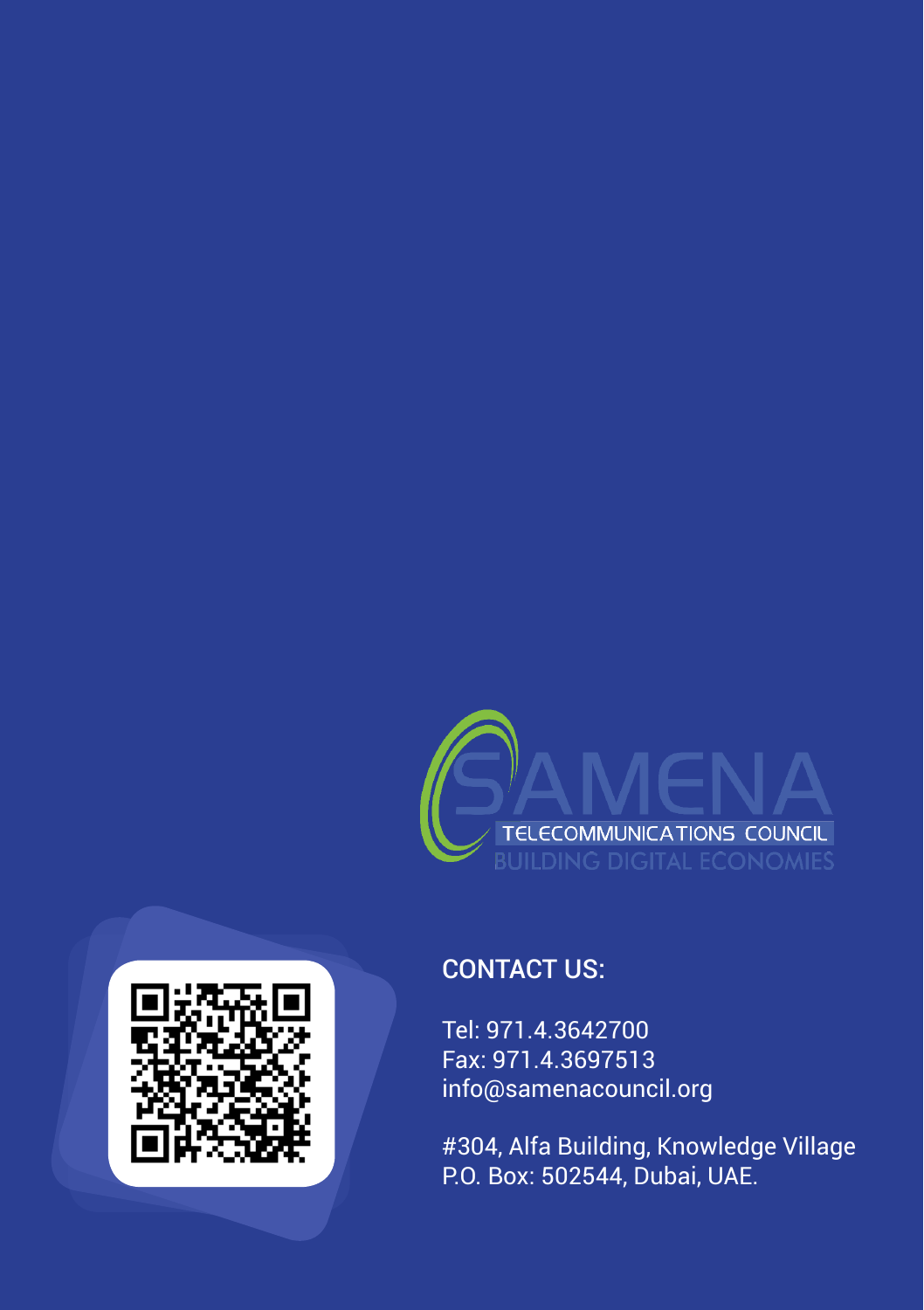SAMENA

TELECOMMUNICATIONS COUNCIL

BUILDING DIGITAL ECONOMIES

## CONTACT US:

Tel: 971.4.3642700
Fax: 971.4.3697513
info@samenacouncil.org

#304, Alfa Building, Knowledge Village
P.O. Box: 502544, Dubai, UAE.